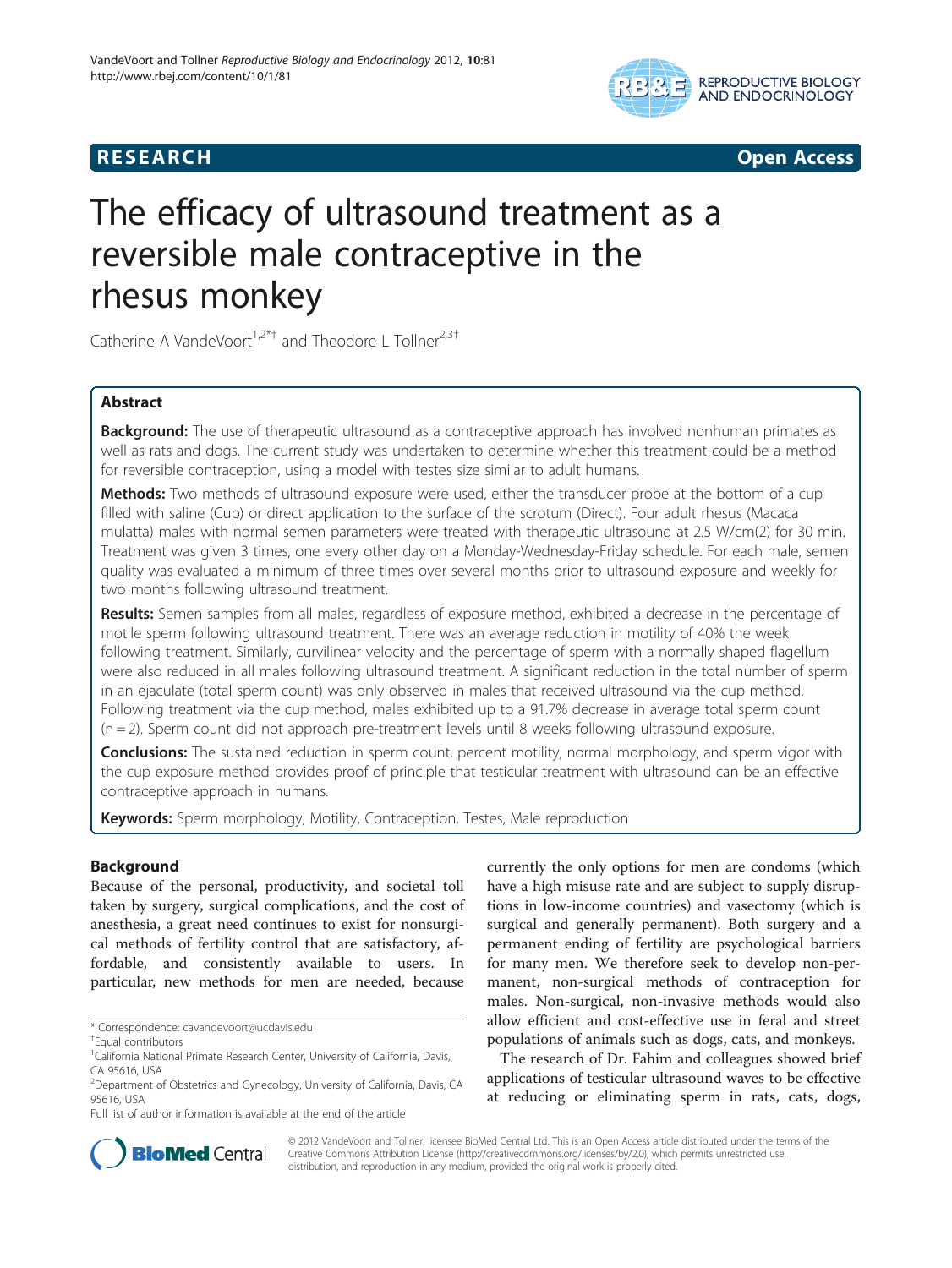RESEARCH Open Access

# The efficacy of ultrasound treatment as a reversible male contraceptive in the rhesus monkey

Catherine A VandeVoort[1,2*†] and Theodore L Tollner[2,3†]

## Abstract

**Background:** The use of therapeutic ultrasound as a contraceptive approach has involved nonhuman primates as well as rats and dogs. The current study was undertaken to determine whether this treatment could be a method for reversible contraception, using a model with testes size similar to adult humans.

**Methods:** Two methods of ultrasound exposure were used, either the transducer probe at the bottom of a cup filled with saline (Cup) or direct application to the surface of the scrotum (Direct). Four adult rhesus (Macaca mulatta) males with normal semen parameters were treated with therapeutic ultrasound at 2.5 W/cm(2) for 30 min. Treatment was given 3 times, one every other day on a Monday-Wednesday-Friday schedule. For each male, semen quality was evaluated a minimum of three times over several months prior to ultrasound exposure and weekly for two months following ultrasound treatment.

**Results:** Semen samples from all males, regardless of exposure method, exhibited a decrease in the percentage of motile sperm following ultrasound treatment. There was an average reduction in motility of 40% the week following treatment. Similarly, curvilinear velocity and the percentage of sperm with a normally shaped flagellum were also reduced in all males following ultrasound treatment. A significant reduction in the total number of sperm in an ejaculate (total sperm count) was only observed in males that received ultrasound via the cup method. Following treatment via the cup method, males exhibited up to a 91.7% decrease in average total sperm count (n = 2). Sperm count did not approach pre-treatment levels until 8 weeks following ultrasound exposure.

**Conclusions:** The sustained reduction in sperm count, percent motility, normal morphology, and sperm vigor with the cup exposure method provides proof of principle that testicular treatment with ultrasound can be an effective contraceptive approach in humans.

**Keywords:** Sperm morphology, Motility, Contraception, Testes, Male reproduction

## Background

Because of the personal, productivity, and societal toll taken by surgery, surgical complications, and the cost of anesthesia, a great need continues to exist for nonsurgical methods of fertility control that are satisfactory, affordable, and consistently available to users. In particular, new methods for men are needed, because currently the only options for men are condoms (which have a high misuse rate and are subject to supply disruptions in low-income countries) and vasectomy (which is surgical and generally permanent). Both surgery and a permanent ending of fertility are psychological barriers for many men. We therefore seek to develop non-permanent, non-surgical methods of contraception for males. Non-surgical, non-invasive methods would also allow efficient and cost-effective use in feral and street populations of animals such as dogs, cats, and monkeys.

The research of Dr. Fahim and colleagues showed brief applications of testicular ultrasound waves to be effective at reducing or eliminating sperm in rats, cats, dogs,

\* Correspondence: cavandevoort@ucdavis.edu

†Equal contributors

[1]California National Primate Research Center, University of California, Davis, CA 95616, USA

[2]Department of Obstetrics and Gynecology, University of California, Davis, CA 95616, USA

Full list of author information is available at the end of the article

© 2012 VandeVoort and Tollner; licensee BioMed Central Ltd. This is an Open Access article distributed under the terms of the Creative Commons Attribution License (http://creativecommons.org/licenses/by/2.0), which permits unrestricted use, distribution, and reproduction in any medium, provided the original work is properly cited.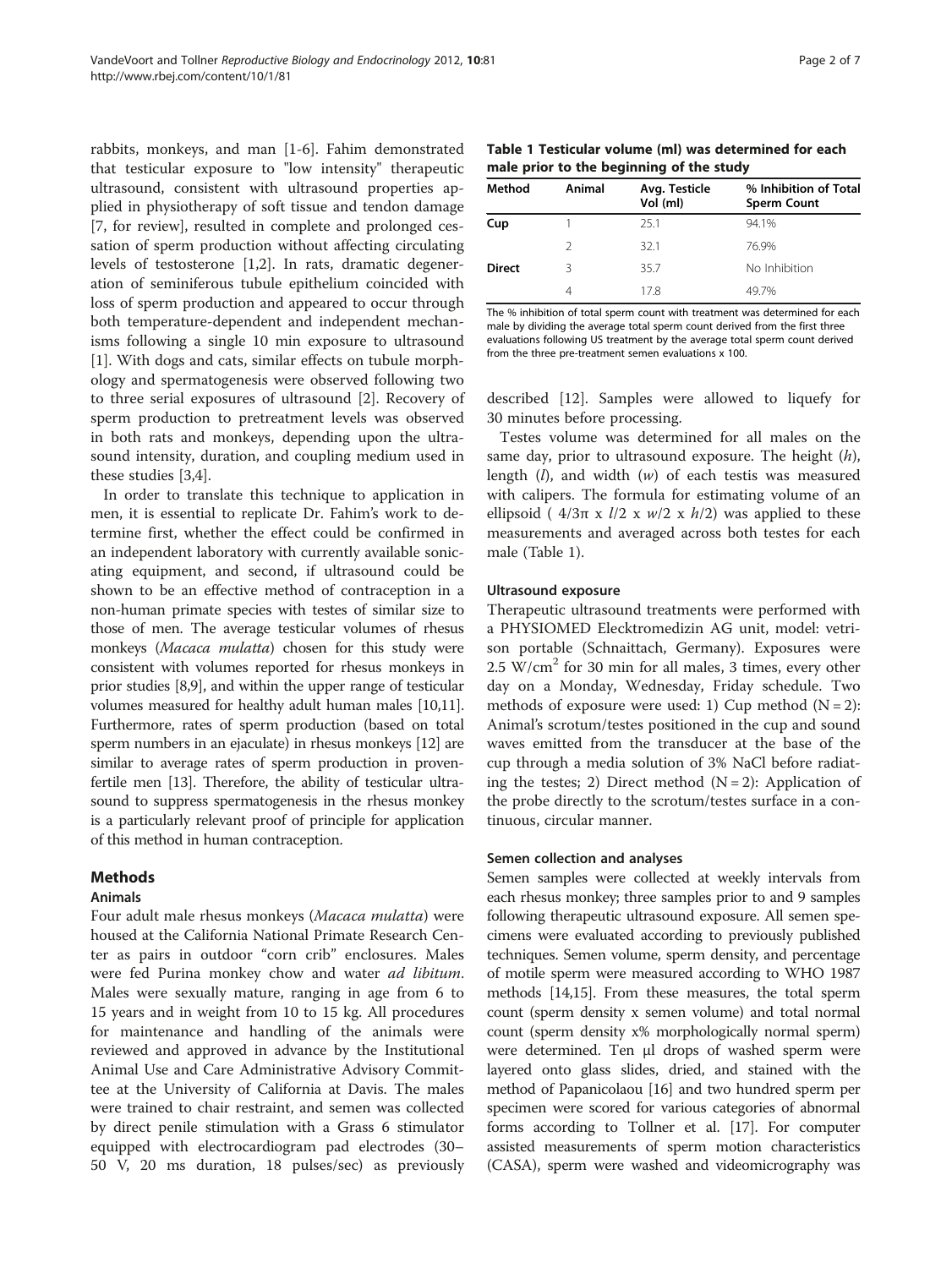rabbits, monkeys, and man [1-6]. Fahim demonstrated that testicular exposure to "low intensity" therapeutic ultrasound, consistent with ultrasound properties applied in physiotherapy of soft tissue and tendon damage [7, for review], resulted in complete and prolonged cessation of sperm production without affecting circulating levels of testosterone [1,2]. In rats, dramatic degeneration of seminiferous tubule epithelium coincided with loss of sperm production and appeared to occur through both temperature-dependent and independent mechanisms following a single 10 min exposure to ultrasound [1]. With dogs and cats, similar effects on tubule morphology and spermatogenesis were observed following two to three serial exposures of ultrasound [2]. Recovery of sperm production to pretreatment levels was observed in both rats and monkeys, depending upon the ultrasound intensity, duration, and coupling medium used in these studies [3,4].

In order to translate this technique to application in men, it is essential to replicate Dr. Fahim's work to determine first, whether the effect could be confirmed in an independent laboratory with currently available sonicating equipment, and second, if ultrasound could be shown to be an effective method of contraception in a non-human primate species with testes of similar size to those of men. The average testicular volumes of rhesus monkeys (*Macaca mulatta*) chosen for this study were consistent with volumes reported for rhesus monkeys in prior studies [8,9], and within the upper range of testicular volumes measured for healthy adult human males [10,11]. Furthermore, rates of sperm production (based on total sperm numbers in an ejaculate) in rhesus monkeys [12] are similar to average rates of sperm production in provenfertile men [13]. Therefore, the ability of testicular ultrasound to suppress spermatogenesis in the rhesus monkey is a particularly relevant proof of principle for application of this method in human contraception.

## Methods

### Animals

Four adult male rhesus monkeys (*Macaca mulatta*) were housed at the California National Primate Research Center as pairs in outdoor "corn crib" enclosures. Males were fed Purina monkey chow and water *ad libitum*. Males were sexually mature, ranging in age from 6 to 15 years and in weight from 10 to 15 kg. All procedures for maintenance and handling of the animals were reviewed and approved in advance by the Institutional Animal Use and Care Administrative Advisory Committee at the University of California at Davis. The males were trained to chair restraint, and semen was collected by direct penile stimulation with a Grass 6 stimulator equipped with electrocardiogram pad electrodes (30–50 V, 20 ms duration, 18 pulses/sec) as previously described [12]. Samples were allowed to liquefy for 30 minutes before processing.

**Table 1 Testicular volume (ml) was determined for each male prior to the beginning of the study**

| Method | Animal | Avg. Testicle Vol (ml) | % Inhibition of Total Sperm Count |
|---|---|---|---|
| **Cup** | 1 | 25.1 | 94.1% |
| | 2 | 32.1 | 76.9% |
| **Direct** | 3 | 35.7 | No Inhibition |
| | 4 | 17.8 | 49.7% |

The % inhibition of total sperm count with treatment was determined for each male by dividing the average total sperm count derived from the first three evaluations following US treatment by the average total sperm count derived from the three pre-treatment semen evaluations x 100.

Testes volume was determined for all males on the same day, prior to ultrasound exposure. The height ($h$), length ($l$), and width ($w$) of each testis was measured with calipers. The formula for estimating volume of an ellipsoid ( $4/3\pi \times l/2 \times w/2 \times h/2$) was applied to these measurements and averaged across both testes for each male (Table 1).

### Ultrasound exposure

Therapeutic ultrasound treatments were performed with a PHYSIOMED Elecktromedizin AG unit, model: vetrison portable (Schnaittach, Germany). Exposures were 2.5 $W/cm^2$ for 30 min for all males, 3 times, every other day on a Monday, Wednesday, Friday schedule. Two methods of exposure were used: 1) Cup method (N = 2): Animal's scrotum/testes positioned in the cup and sound waves emitted from the transducer at the base of the cup through a media solution of 3% NaCl before radiating the testes; 2) Direct method (N = 2): Application of the probe directly to the scrotum/testes surface in a continuous, circular manner.

### Semen collection and analyses

Semen samples were collected at weekly intervals from each rhesus monkey; three samples prior to and 9 samples following therapeutic ultrasound exposure. All semen specimens were evaluated according to previously published techniques. Semen volume, sperm density, and percentage of motile sperm were measured according to WHO 1987 methods [14,15]. From these measures, the total sperm count (sperm density x semen volume) and total normal count (sperm density x% morphologically normal sperm) were determined. Ten μl drops of washed sperm were layered onto glass slides, dried, and stained with the method of Papanicolaou [16] and two hundred sperm per specimen were scored for various categories of abnormal forms according to Tollner et al. [17]. For computer assisted measurements of sperm motion characteristics (CASA), sperm were washed and videomicrography was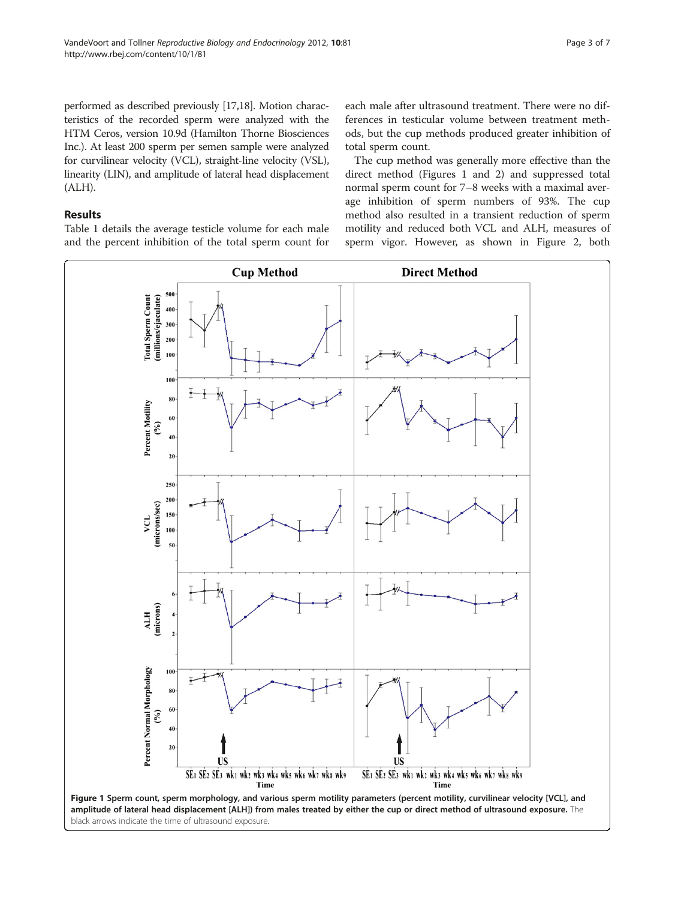performed as described previously [17,18]. Motion characteristics of the recorded sperm were analyzed with the HTM Ceros, version 10.9d (Hamilton Thorne Biosciences Inc.). At least 200 sperm per semen sample were analyzed for curvilinear velocity (VCL), straight-line velocity (VSL), linearity (LIN), and amplitude of lateral head displacement (ALH).

## Results

Table 1 details the average testicle volume for each male and the percent inhibition of the total sperm count for each male after ultrasound treatment. There were no differences in testicular volume between treatment methods, but the cup methods produced greater inhibition of total sperm count.

The cup method was generally more effective than the direct method (Figures 1 and 2) and suppressed total normal sperm count for 7–8 weeks with a maximal average inhibition of sperm numbers of 93%. The cup method also resulted in a transient reduction of sperm motility and reduced both VCL and ALH, measures of sperm vigor. However, as shown in Figure 2, both

**Figure 1 Sperm count, sperm morphology, and various sperm motility parameters (percent motility, curvilinear velocity [VCL], and amplitude of lateral head displacement [ALH]) from males treated by either the cup or direct method of ultrasound exposure.** The black arrows indicate the time of ultrasound exposure.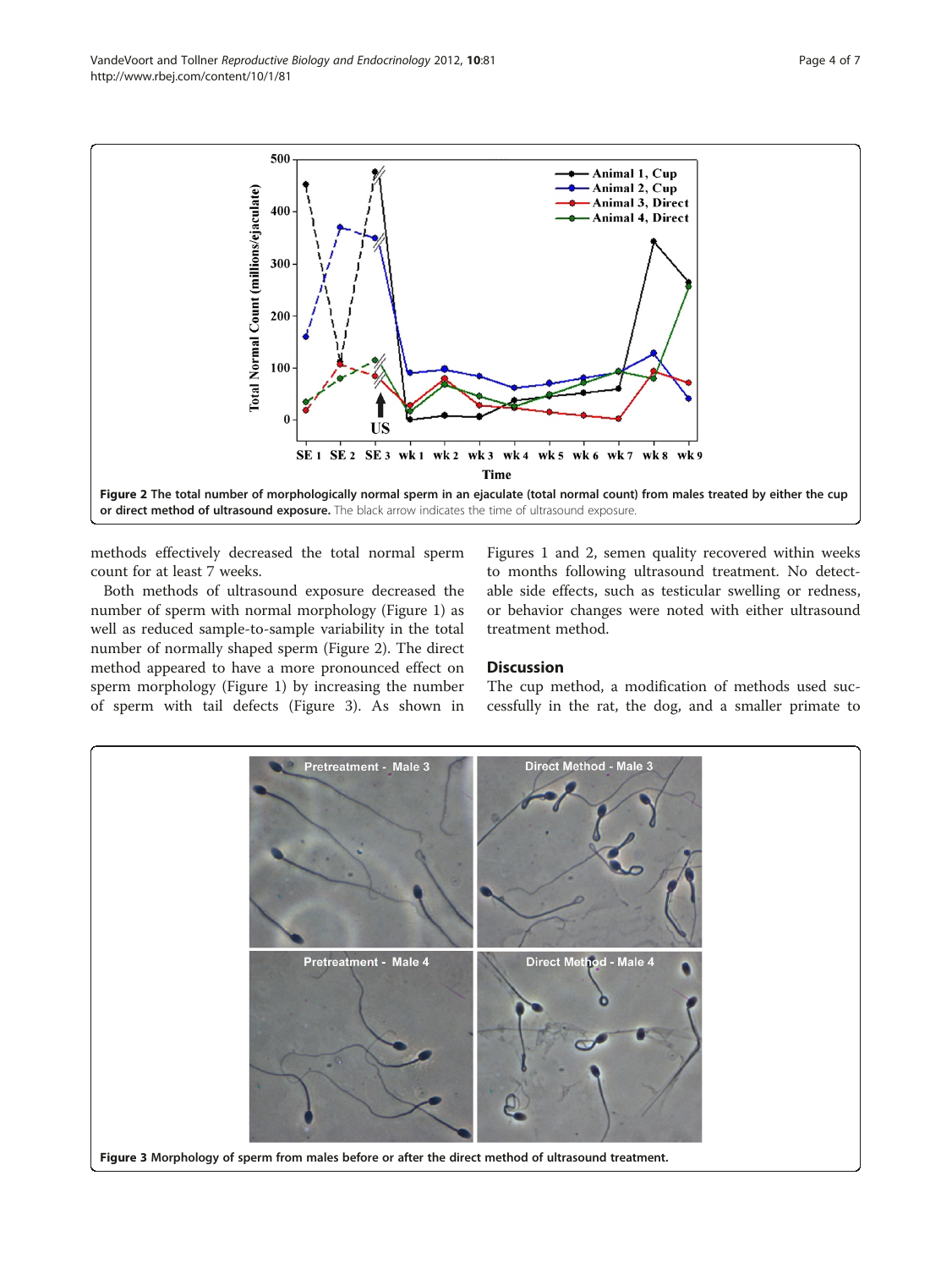Figure 2 The total number of morphologically normal sperm in an ejaculate (total normal count) from males treated by either the cup or direct method of ultrasound exposure. The black arrow indicates the time of ultrasound exposure.

methods effectively decreased the total normal sperm count for at least 7 weeks.

Both methods of ultrasound exposure decreased the number of sperm with normal morphology (Figure 1) as well as reduced sample-to-sample variability in the total number of normally shaped sperm (Figure 2). The direct method appeared to have a more pronounced effect on sperm morphology (Figure 1) by increasing the number of sperm with tail defects (Figure 3). As shown in Figures 1 and 2, semen quality recovered within weeks to months following ultrasound treatment. No detectable side effects, such as testicular swelling or redness, or behavior changes were noted with either ultrasound treatment method.

## Discussion

The cup method, a modification of methods used successfully in the rat, the dog, and a smaller primate to

Figure 3 Morphology of sperm from males before or after the direct method of ultrasound treatment.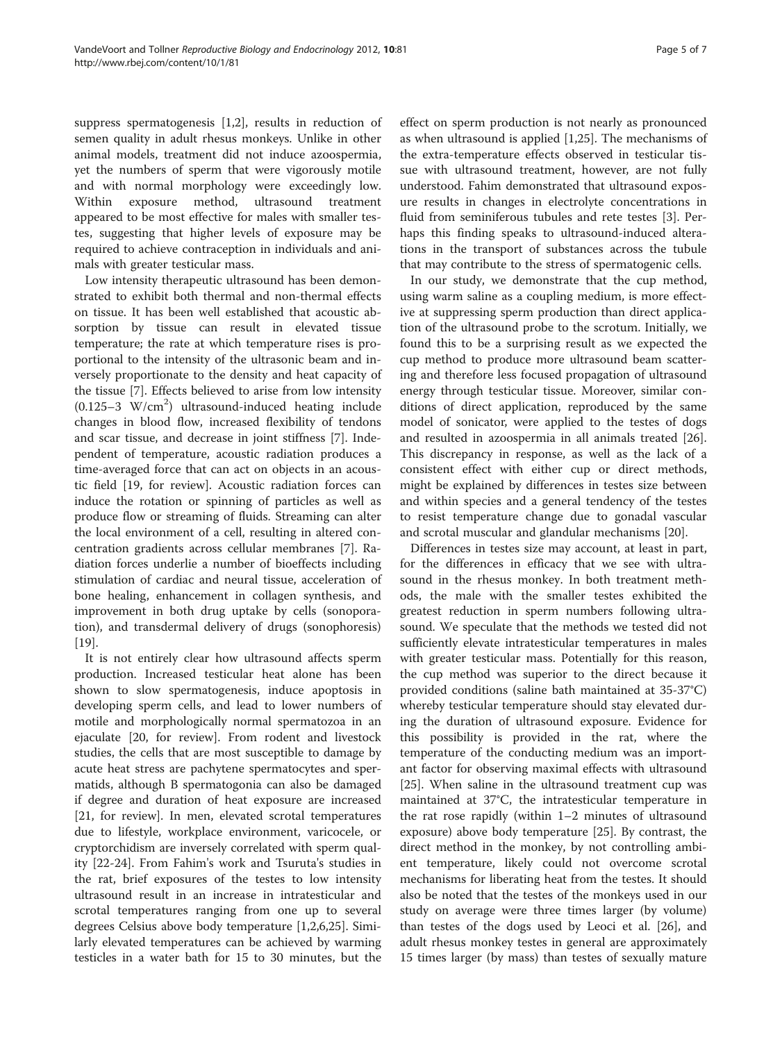suppress spermatogenesis [1,2], results in reduction of semen quality in adult rhesus monkeys. Unlike in other animal models, treatment did not induce azoospermia, yet the numbers of sperm that were vigorously motile and with normal morphology were exceedingly low. Within exposure method, ultrasound treatment appeared to be most effective for males with smaller testes, suggesting that higher levels of exposure may be required to achieve contraception in individuals and animals with greater testicular mass.

Low intensity therapeutic ultrasound has been demonstrated to exhibit both thermal and non-thermal effects on tissue. It has been well established that acoustic absorption by tissue can result in elevated tissue temperature; the rate at which temperature rises is proportional to the intensity of the ultrasonic beam and inversely proportionate to the density and heat capacity of the tissue [7]. Effects believed to arise from low intensity (0.125–3 $W/cm^2$) ultrasound-induced heating include changes in blood flow, increased flexibility of tendons and scar tissue, and decrease in joint stiffness [7]. Independent of temperature, acoustic radiation produces a time-averaged force that can act on objects in an acoustic field [19, for review]. Acoustic radiation forces can induce the rotation or spinning of particles as well as produce flow or streaming of fluids. Streaming can alter the local environment of a cell, resulting in altered concentration gradients across cellular membranes [7]. Radiation forces underlie a number of bioeffects including stimulation of cardiac and neural tissue, acceleration of bone healing, enhancement in collagen synthesis, and improvement in both drug uptake by cells (sonoporation), and transdermal delivery of drugs (sonophoresis) [19].

It is not entirely clear how ultrasound affects sperm production. Increased testicular heat alone has been shown to slow spermatogenesis, induce apoptosis in developing sperm cells, and lead to lower numbers of motile and morphologically normal spermatozoa in an ejaculate [20, for review]. From rodent and livestock studies, the cells that are most susceptible to damage by acute heat stress are pachytene spermatocytes and spermatids, although B spermatogonia can also be damaged if degree and duration of heat exposure are increased [21, for review]. In men, elevated scrotal temperatures due to lifestyle, workplace environment, varicocele, or cryptorchidism are inversely correlated with sperm quality [22-24]. From Fahim's work and Tsuruta's studies in the rat, brief exposures of the testes to low intensity ultrasound result in an increase in intratesticular and scrotal temperatures ranging from one up to several degrees Celsius above body temperature [1,2,6,25]. Similarly elevated temperatures can be achieved by warming testicles in a water bath for 15 to 30 minutes, but the effect on sperm production is not nearly as pronounced as when ultrasound is applied [1,25]. The mechanisms of the extra-temperature effects observed in testicular tissue with ultrasound treatment, however, are not fully understood. Fahim demonstrated that ultrasound exposure results in changes in electrolyte concentrations in fluid from seminiferous tubules and rete testes [3]. Perhaps this finding speaks to ultrasound-induced alterations in the transport of substances across the tubule that may contribute to the stress of spermatogenic cells.

In our study, we demonstrate that the cup method, using warm saline as a coupling medium, is more effective at suppressing sperm production than direct application of the ultrasound probe to the scrotum. Initially, we found this to be a surprising result as we expected the cup method to produce more ultrasound beam scattering and therefore less focused propagation of ultrasound energy through testicular tissue. Moreover, similar conditions of direct application, reproduced by the same model of sonicator, were applied to the testes of dogs and resulted in azoospermia in all animals treated [26]. This discrepancy in response, as well as the lack of a consistent effect with either cup or direct methods, might be explained by differences in testes size between and within species and a general tendency of the testes to resist temperature change due to gonadal vascular and scrotal muscular and glandular mechanisms [20].

Differences in testes size may account, at least in part, for the differences in efficacy that we see with ultrasound in the rhesus monkey. In both treatment methods, the male with the smaller testes exhibited the greatest reduction in sperm numbers following ultrasound. We speculate that the methods we tested did not sufficiently elevate intratesticular temperatures in males with greater testicular mass. Potentially for this reason, the cup method was superior to the direct because it provided conditions (saline bath maintained at 35-37°C) whereby testicular temperature should stay elevated during the duration of ultrasound exposure. Evidence for this possibility is provided in the rat, where the temperature of the conducting medium was an important factor for observing maximal effects with ultrasound [25]. When saline in the ultrasound treatment cup was maintained at 37°C, the intratesticular temperature in the rat rose rapidly (within 1–2 minutes of ultrasound exposure) above body temperature [25]. By contrast, the direct method in the monkey, by not controlling ambient temperature, likely could not overcome scrotal mechanisms for liberating heat from the testes. It should also be noted that the testes of the monkeys used in our study on average were three times larger (by volume) than testes of the dogs used by Leoci et al. [26], and adult rhesus monkey testes in general are approximately 15 times larger (by mass) than testes of sexually mature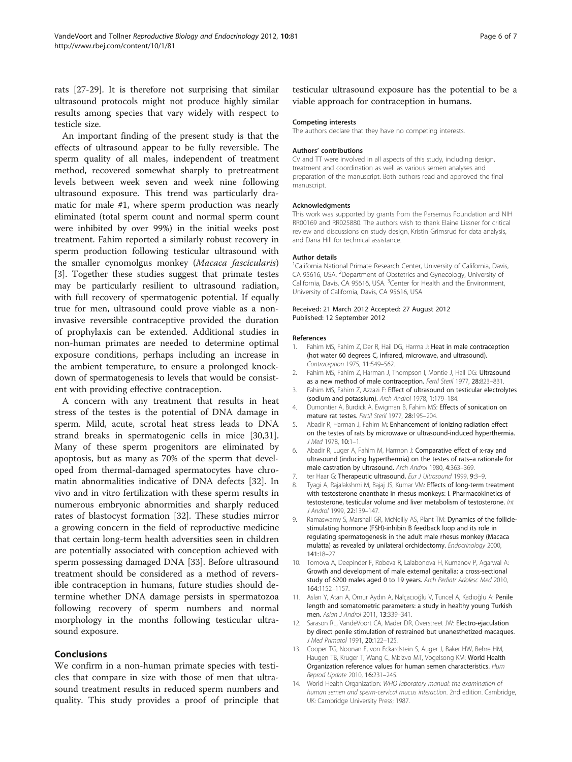rats [27-29]. It is therefore not surprising that similar ultrasound protocols might not produce highly similar results among species that vary widely with respect to testicle size.

An important finding of the present study is that the effects of ultrasound appear to be fully reversible. The sperm quality of all males, independent of treatment method, recovered somewhat sharply to pretreatment levels between week seven and week nine following ultrasound exposure. This trend was particularly dramatic for male #1, where sperm production was nearly eliminated (total sperm count and normal sperm count were inhibited by over 99%) in the initial weeks post treatment. Fahim reported a similarly robust recovery in sperm production following testicular ultrasound with the smaller cynomolgus monkey (*Macaca fascicularis*) [3]. Together these studies suggest that primate testes may be particularly resilient to ultrasound radiation, with full recovery of spermatogenic potential. If equally true for men, ultrasound could prove viable as a non-invasive reversible contraceptive provided the duration of prophylaxis can be extended. Additional studies in non-human primates are needed to determine optimal exposure conditions, perhaps including an increase in the ambient temperature, to ensure a prolonged knock-down of spermatogenesis to levels that would be consistent with providing effective contraception.

A concern with any treatment that results in heat stress of the testes is the potential of DNA damage in sperm. Mild, acute, scrotal heat stress leads to DNA strand breaks in spermatogenic cells in mice [30,31]. Many of these sperm progenitors are eliminated by apoptosis, but as many as 70% of the sperm that developed from thermal-damaged spermatocytes have chromatin abnormalities indicative of DNA defects [32]. In vivo and in vitro fertilization with these sperm results in numerous embryonic abnormities and sharply reduced rates of blastocyst formation [32]. These studies mirror a growing concern in the field of reproductive medicine that certain long-term health adversities seen in children are potentially associated with conception achieved with sperm possessing damaged DNA [33]. Before ultrasound treatment should be considered as a method of reversible contraception in humans, future studies should determine whether DNA damage persists in spermatozoa following recovery of sperm numbers and normal morphology in the months following testicular ultrasound exposure.

## Conclusions

We confirm in a non-human primate species with testicles that compare in size with those of men that ultrasound treatment results in reduced sperm numbers and quality. This study provides a proof of principle that testicular ultrasound exposure has the potential to be a viable approach for contraception in humans.

#### Competing interests

The authors declare that they have no competing interests.

#### Authors' contributions

CV and TT were involved in all aspects of this study, including design, treatment and coordination as well as various semen analyses and preparation of the manuscript. Both authors read and approved the final manuscript.

#### Acknowledgments

This work was supported by grants from the Parsemus Foundation and NIH RR00169 and RR025880. The authors wish to thank Elaine Lissner for critical review and discussions on study design, Kristin Grimsrud for data analysis, and Dana Hill for technical assistance.

#### Author details

[1]California National Primate Research Center, University of California, Davis, CA 95616, USA. [2]Department of Obstetrics and Gynecology, University of California, Davis, CA 95616, USA. [3]Center for Health and the Environment, University of California, Davis, CA 95616, USA.

Received: 21 March 2012 Accepted: 27 August 2012
Published: 12 September 2012

#### References

1. Fahim MS, Fahim Z, Der R, Hail DG, Harma J: **Heat in male contraception (hot water 60 degrees C, infrared, microwave, and ultrasound).** *Contraception* 1975, **11:**549–562.
2. Fahim MS, Fahim Z, Harman J, Thompson I, Montie J, Hall DG: **Ultrasound as a new method of male contraception.** *Fertil Steril* 1977, **28:**823–831.
3. Fahim MS, Fahim Z, Azzazi F: **Effect of ultrasound on testicular electrolytes (sodium and potassium).** *Arch Androl* 1978, **1:**179–184.
4. Dumontier A, Burdick A, Ewigman B, Fahim MS: **Effects of sonication on mature rat testes.** *Fertil Steril* 1977, **28:**195–204.
5. Abadir R, Harman J, Fahim M: **Enhancement of ionizing radiation effect on the testes of rats by microwave or ultrasound-induced hyperthermia.** *J Med* 1978, **10:**1–1.
6. Abadir R, Luger A, Fahim M, Harmon J: **Comparative effect of x-ray and ultrasound (inducing hyperthermia) on the testes of rats–a rationale for male castration by ultrasound.** *Arch Androl* 1980, **4:**363–369.
7. ter Haar G: **Therapeutic ultrasound.** *Eur J Ultrasound* 1999, **9:**3–9.
8. Tyagi A, Rajalakshmi M, Bajaj JS, Kumar VM: **Effects of long-term treatment with testosterone enanthate in rhesus monkeys: I. Pharmacokinetics of testosterone, testicular volume and liver metabolism of testosterone.** *Int J Androl* 1999, **22:**139–147.
9. Ramaswamy S, Marshall GR, McNeilly AS, Plant TM: **Dynamics of the follicle-stimulating hormone (FSH)-inhibin B feedback loop and its role in regulating spermatogenesis in the adult male rhesus monkey (Macaca mulatta) as revealed by unilateral orchidectomy.** *Endocrinology* 2000, **141:**18–27.
10. Tomova A, Deepinder F, Robeva R, Lalabonova H, Kumanov P, Agarwal A: **Growth and development of male external genitalia: a cross-sectional study of 6200 males aged 0 to 19 years.** *Arch Pediatr Adolesc Med* 2010, **164:**1152–1157.
11. Aslan Y, Atan A, Omur Aydın A, Nalçacıoğlu V, Tuncel A, Kadıoğlu A: **Penile length and somatometric parameters: a study in healthy young Turkish men.** *Asian J Androl* 2011, **13:**339–341.
12. Sarason RL, VandeVoort CA, Mader DR, Overstreet JW: **Electro-ejaculation by direct penile stimulation of restrained but unanesthetized macaques.** *J Med Primatol* 1991, **20:**122–125.
13. Cooper TG, Noonan E, von Eckardstein S, Auger J, Baker HW, Behre HM, Haugen TB, Kruger T, Wang C, Mbizvo MT, Vogelsong KM: **World Health Organization reference values for human semen characteristics.** *Hum Reprod Update* 2010, **16:**231–245.
14. World Health Organization: *WHO laboratory manual: the examination of human semen and sperm-cervical mucus interaction.* 2nd edition. Cambridge, UK: Cambridge University Press; 1987.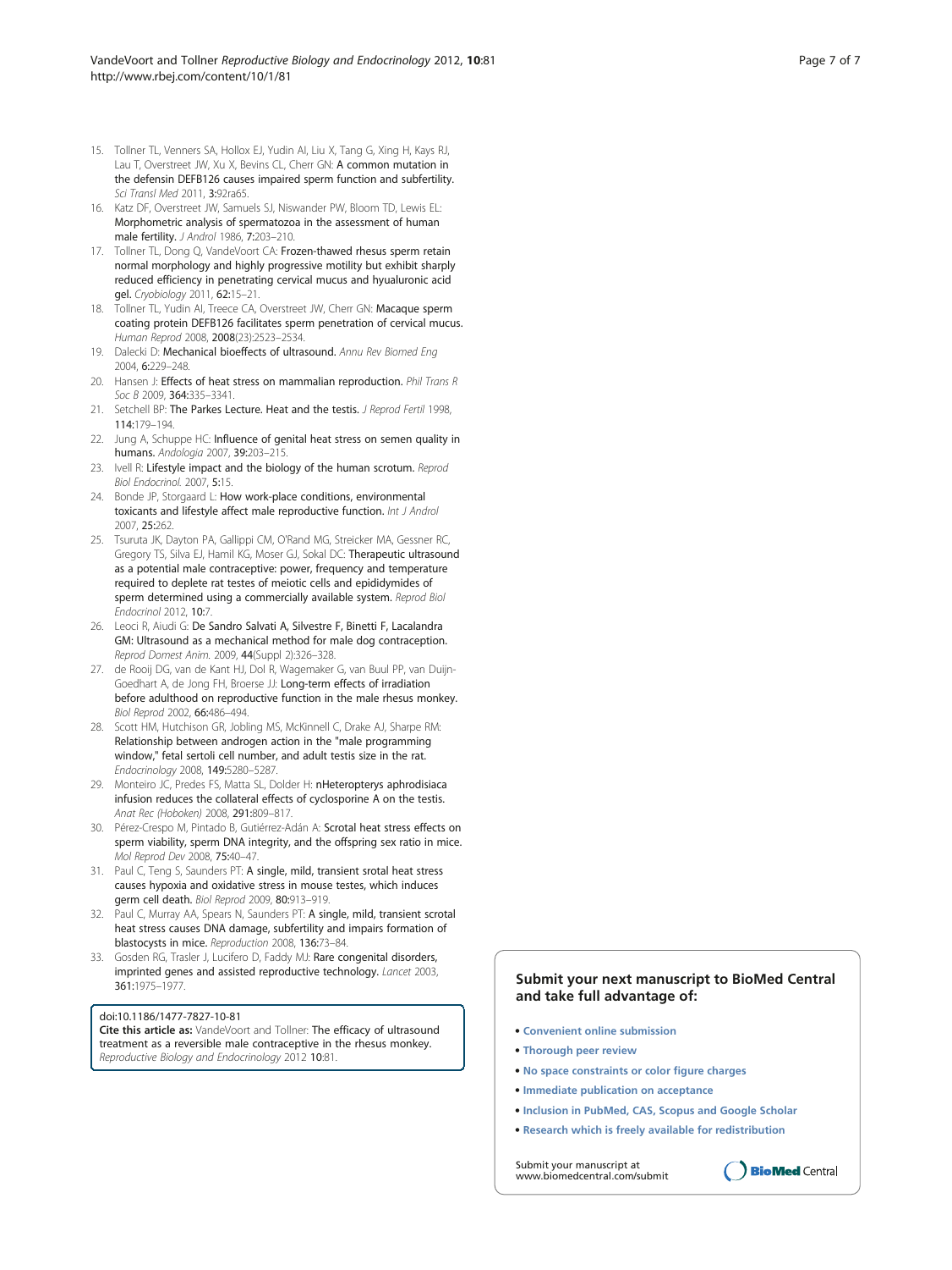15. Tollner TL, Venners SA, Hollox EJ, Yudin AI, Liu X, Tang G, Xing H, Kays RJ, Lau T, Overstreet JW, Xu X, Bevins CL, Cherr GN: **A common mutation in the defensin DEFB126 causes impaired sperm function and subfertility.** *Sci Transl Med* 2011, **3:**92ra65.
16. Katz DF, Overstreet JW, Samuels SJ, Niswander PW, Bloom TD, Lewis EL: **Morphometric analysis of spermatozoa in the assessment of human male fertility.** *J Androl* 1986, **7:**203–210.
17. Tollner TL, Dong Q, VandeVoort CA: **Frozen-thawed rhesus sperm retain normal morphology and highly progressive motility but exhibit sharply reduced efficiency in penetrating cervical mucus and hyaluronic acid gel.** *Cryobiology* 2011, **62:**15–21.
18. Tollner TL, Yudin AI, Treece CA, Overstreet JW, Cherr GN: **Macaque sperm coating protein DEFB126 facilitates sperm penetration of cervical mucus.** *Human Reprod* 2008, **2008**(23):2523–2534.
19. Dalecki D: **Mechanical bioeffects of ultrasound.** *Annu Rev Biomed Eng* 2004, **6:**229–248.
20. Hansen J: **Effects of heat stress on mammalian reproduction.** *Phil Trans R Soc B* 2009, **364:**335–3341.
21. Setchell BP: **The Parkes Lecture. Heat and the testis.** *J Reprod Fertil* 1998, **114:**179–194.
22. Jung A, Schuppe HC: **Influence of genital heat stress on semen quality in humans.** *Andologia* 2007, **39:**203–215.
23. Ivell R: **Lifestyle impact and the biology of the human scrotum.** *Reprod Biol Endocrinol.* 2007, **5:**15.
24. Bonde JP, Storgaard L: **How work-place conditions, environmental toxicants and lifestyle affect male reproductive function.** *Int J Androl* 2007, **25:**262.
25. Tsuruta JK, Dayton PA, Gallippi CM, O'Rand MG, Streicker MA, Gessner RC, Gregory TS, Silva EJ, Hamil KG, Moser GJ, Sokal DC: **Therapeutic ultrasound as a potential male contraceptive: power, frequency and temperature required to deplete rat testes of meiotic cells and epididymides of sperm determined using a commercially available system.** *Reprod Biol Endocrinol* 2012, **10:**7.
26. Leoci R, Aiudi G: **De Sandro Salvati A, Silvestre F, Binetti F, Lacalandra GM: Ultrasound as a mechanical method for male dog contraception.** *Reprod Domest Anim.* 2009, **44**(Suppl 2):326–328.
27. de Rooij DG, van de Kant HJ, Dol R, Wagemaker G, van Buul PP, van Duijn-Goedhart A, de Jong FH, Broerse JJ: **Long-term effects of irradiation before adulthood on reproductive function in the male rhesus monkey.** *Biol Reprod* 2002, **66:**486–494.
28. Scott HM, Hutchison GR, Jobling MS, McKinnell C, Drake AJ, Sharpe RM: **Relationship between androgen action in the "male programming window," fetal sertoli cell number, and adult testis size in the rat.** *Endocrinology* 2008, **149:**5280–5287.
29. Monteiro JC, Predes FS, Matta SL, Dolder H: **nHeteropterys aphrodisiaca infusion reduces the collateral effects of cyclosporine A on the testis.** *Anat Rec (Hoboken)* 2008, **291:**809–817.
30. Pérez-Crespo M, Pintado B, Gutiérrez-Adán A: **Scrotal heat stress effects on sperm viability, sperm DNA integrity, and the offspring sex ratio in mice.** *Mol Reprod Dev* 2008, **75:**40–47.
31. Paul C, Teng S, Saunders PT: **A single, mild, transient srotal heat stress causes hypoxia and oxidative stress in mouse testes, which induces germ cell death.** *Biol Reprod* 2009, **80:**913–919.
32. Paul C, Murray AA, Spears N, Saunders PT: **A single, mild, transient scrotal heat stress causes DNA damage, subfertility and impairs formation of blastocysts in mice.** *Reproduction* 2008, **136:**73–84.
33. Gosden RG, Trasler J, Lucifero D, Faddy MJ: **Rare congenital disorders, imprinted genes and assisted reproductive technology.** *Lancet* 2003, **361:**1975–1977.

doi:10.1186/1477-7827-10-81

**Cite this article as:** VandeVoort and Tollner: The efficacy of ultrasound treatment as a reversible male contraceptive in the rhesus monkey. *Reproductive Biology and Endocrinology* 2012 **10**:81.

**Submit your next manuscript to BioMed Central and take full advantage of:**

- **Convenient online submission**
- **Thorough peer review**
- **No space constraints or color figure charges**
- **Immediate publication on acceptance**
- **Inclusion in PubMed, CAS, Scopus and Google Scholar**
- **Research which is freely available for redistribution**

Submit your manuscript at www.biomedcentral.com/submit

BioMed Central